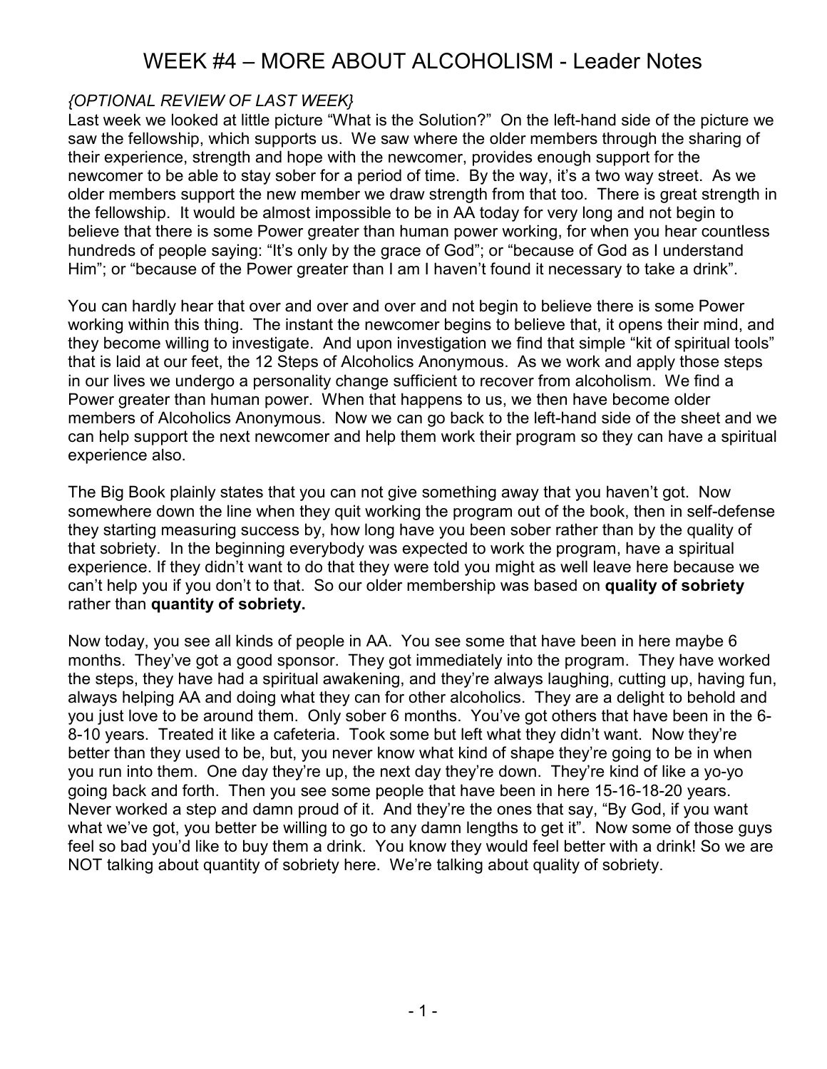# WEEK #4 – MORE ABOUT ALCOHOLISM - Leader Notes

*{OPTIONAL REVIEW OF LAST WEEK}*

Last week we looked at little picture "What is the Solution?" On the left-hand side of the picture we saw the fellowship, which supports us. We saw where the older members through the sharing of their experience, strength and hope with the newcomer, provides enough support for the newcomer to be able to stay sober for a period of time. By the way, it's a two way street. As we older members support the new member we draw strength from that too. There is great strength in the fellowship. It would be almost impossible to be in AA today for very long and not begin to believe that there is some Power greater than human power working, for when you hear countless hundreds of people saying: "It's only by the grace of God"; or "because of God as I understand Him"; or "because of the Power greater than I am I haven't found it necessary to take a drink".

You can hardly hear that over and over and over and not begin to believe there is some Power working within this thing. The instant the newcomer begins to believe that, it opens their mind, and they become willing to investigate. And upon investigation we find that simple "kit of spiritual tools" that is laid at our feet, the 12 Steps of Alcoholics Anonymous. As we work and apply those steps in our lives we undergo a personality change sufficient to recover from alcoholism. We find a Power greater than human power. When that happens to us, we then have become older members of Alcoholics Anonymous. Now we can go back to the left-hand side of the sheet and we can help support the next newcomer and help them work their program so they can have a spiritual experience also.

The Big Book plainly states that you can not give something away that you haven't got. Now somewhere down the line when they quit working the program out of the book, then in self-defense they starting measuring success by, how long have you been sober rather than by the quality of that sobriety. In the beginning everybody was expected to work the program, have a spiritual experience. If they didn't want to do that they were told you might as well leave here because we can't help you if you don't to that. So our older membership was based on **quality of sobriety** rather than **quantity of sobriety.**

Now today, you see all kinds of people in AA. You see some that have been in here maybe 6 months. They've got a good sponsor. They got immediately into the program. They have worked the steps, they have had a spiritual awakening, and they're always laughing, cutting up, having fun, always helping AA and doing what they can for other alcoholics. They are a delight to behold and you just love to be around them. Only sober 6 months. You've got others that have been in the 6-8-10 years. Treated it like a cafeteria. Took some but left what they didn't want. Now they're better than they used to be, but, you never know what kind of shape they're going to be in when you run into them. One day they're up, the next day they're down. They're kind of like a yo-yo going back and forth. Then you see some people that have been in here 15-16-18-20 years. Never worked a step and damn proud of it. And they're the ones that say, "By God, if you want what we've got, you better be willing to go to any damn lengths to get it". Now some of those guys feel so bad you'd like to buy them a drink. You know they would feel better with a drink! So we are NOT talking about quantity of sobriety here. We're talking about quality of sobriety.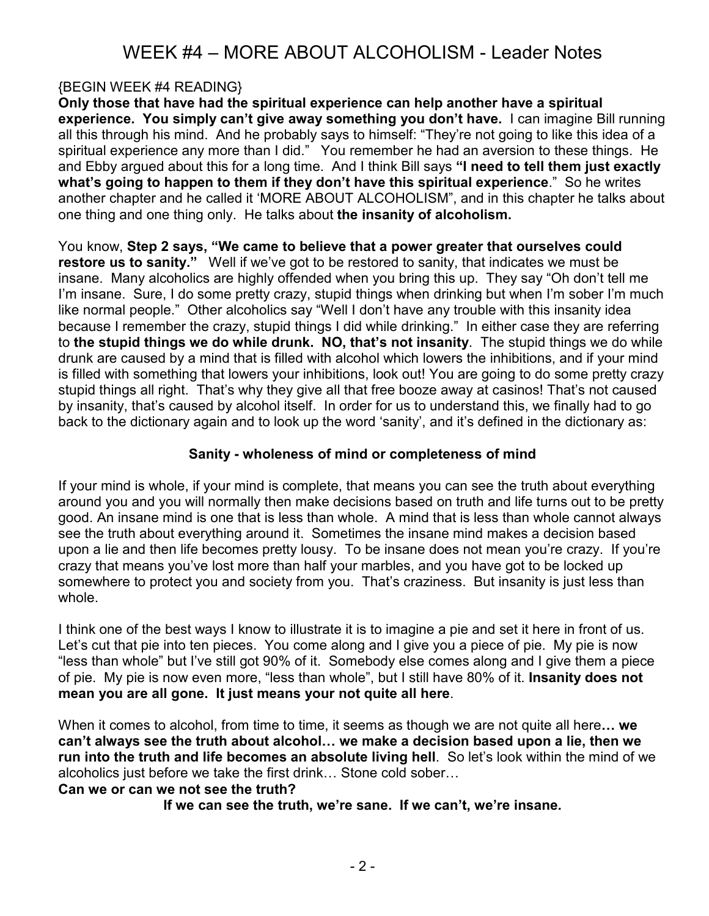# WEEK #4 – MORE ABOUT ALCOHOLISM - Leader Notes

{BEGIN WEEK #4 READING}

**Only those that have had the spiritual experience can help another have a spiritual experience. You simply can't give away something you don't have.** I can imagine Bill running all this through his mind. And he probably says to himself: "They're not going to like this idea of a spiritual experience any more than I did." You remember he had an aversion to these things. He and Ebby argued about this for a long time. And I think Bill says **"I need to tell them just exactly what's going to happen to them if they don't have this spiritual experience**." So he writes another chapter and he called it 'MORE ABOUT ALCOHOLISM", and in this chapter he talks about one thing and one thing only. He talks about **the insanity of alcoholism.**

You know, **Step 2 says, "We came to believe that a power greater that ourselves could restore us to sanity."** Well if we've got to be restored to sanity, that indicates we must be insane. Many alcoholics are highly offended when you bring this up. They say "Oh don't tell me I'm insane. Sure, I do some pretty crazy, stupid things when drinking but when I'm sober I'm much like normal people." Other alcoholics say "Well I don't have any trouble with this insanity idea because I remember the crazy, stupid things I did while drinking." In either case they are referring to **the stupid things we do while drunk. NO, that's not insanity**. The stupid things we do while drunk are caused by a mind that is filled with alcohol which lowers the inhibitions, and if your mind is filled with something that lowers your inhibitions, look out! You are going to do some pretty crazy stupid things all right. That's why they give all that free booze away at casinos! That's not caused by insanity, that's caused by alcohol itself. In order for us to understand this, we finally had to go back to the dictionary again and to look up the word 'sanity', and it's defined in the dictionary as:

**Sanity - wholeness of mind or completeness of mind**

If your mind is whole, if your mind is complete, that means you can see the truth about everything around you and you will normally then make decisions based on truth and life turns out to be pretty good. An insane mind is one that is less than whole. A mind that is less than whole cannot always see the truth about everything around it. Sometimes the insane mind makes a decision based upon a lie and then life becomes pretty lousy. To be insane does not mean you're crazy. If you're crazy that means you've lost more than half your marbles, and you have got to be locked up somewhere to protect you and society from you. That's craziness. But insanity is just less than whole.

I think one of the best ways I know to illustrate it is to imagine a pie and set it here in front of us. Let's cut that pie into ten pieces. You come along and I give you a piece of pie. My pie is now "less than whole" but I've still got 90% of it. Somebody else comes along and I give them a piece of pie. My pie is now even more, "less than whole", but I still have 80% of it. **Insanity does not mean you are all gone. It just means your not quite all here**.

When it comes to alcohol, from time to time, it seems as though we are not quite all here**… we can't always see the truth about alcohol… we make a decision based upon a lie, then we run into the truth and life becomes an absolute living hell**. So let's look within the mind of we alcoholics just before we take the first drink… Stone cold sober…

**Can we or can we not see the truth?**

**If we can see the truth, we're sane. If we can't, we're insane.**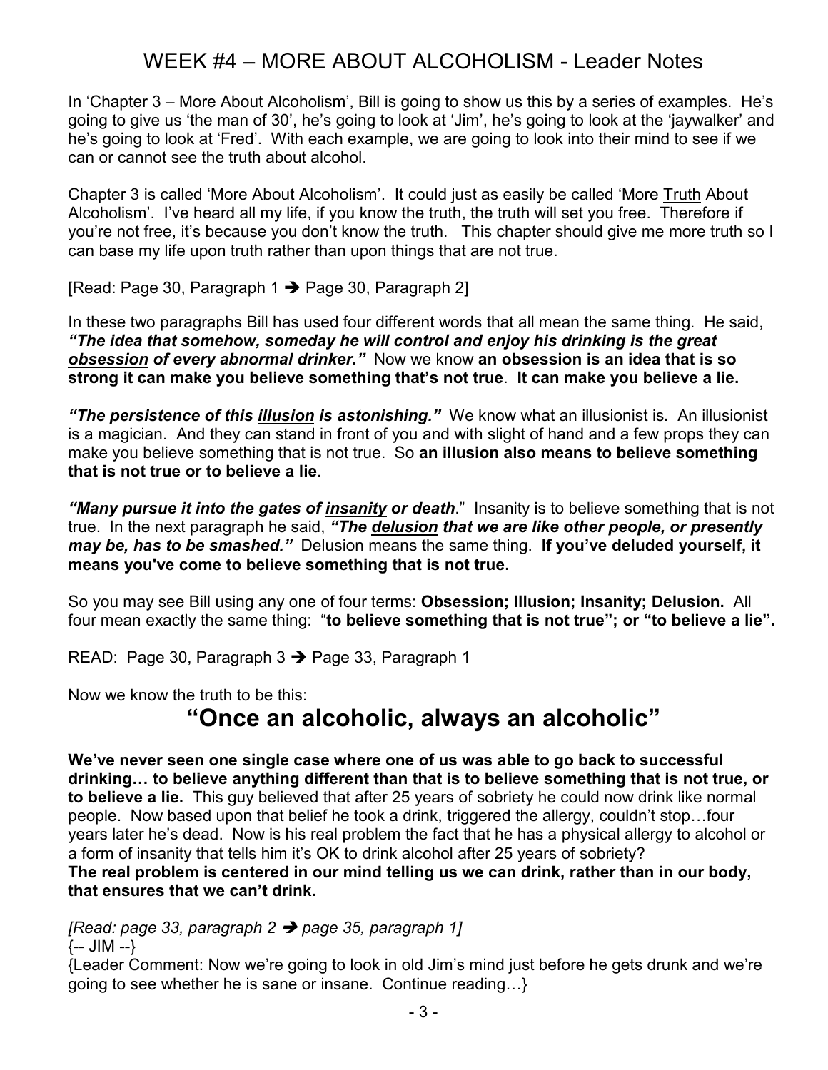# WEEK #4 – MORE ABOUT ALCOHOLISM - Leader Notes

In 'Chapter 3 – More About Alcoholism', Bill is going to show us this by a series of examples. He's going to give us 'the man of 30', he's going to look at 'Jim', he's going to look at the 'jaywalker' and he's going to look at 'Fred'. With each example, we are going to look into their mind to see if we can or cannot see the truth about alcohol.

Chapter 3 is called 'More About Alcoholism'. It could just as easily be called 'More <u>Truth</u> About Alcoholism'. I've heard all my life, if you know the truth, the truth will set you free. Therefore if you're not free, it's because you don't know the truth. This chapter should give me more truth so I can base my life upon truth rather than upon things that are not true.

[Read: Page 30, Paragraph 1 ➔ Page 30, Paragraph 2]

In these two paragraphs Bill has used four different words that all mean the same thing. He said, ***"The idea that somehow, someday he will control and enjoy his drinking is the great <u>obsession</u> of every abnormal drinker."*** Now we know **an obsession is an idea that is so strong it can make you believe something that's not true**. **It can make you believe a lie.**

***"The persistence of this <u>illusion</u> is astonishing."*** We know what an illusionist is**.** An illusionist is a magician. And they can stand in front of you and with slight of hand and a few props they can make you believe something that is not true. So **an illusion also means to believe something that is not true or to believe a lie**.

***"Many pursue it into the gates of <u>insanity</u> or death***." Insanity is to believe something that is not true. In the next paragraph he said, ***"The <u>delusion</u> that we are like other people, or presently may be, has to be smashed."*** Delusion means the same thing. **If you've deluded yourself, it means you've come to believe something that is not true.**

So you may see Bill using any one of four terms: **Obsession; Illusion; Insanity; Delusion.** All four mean exactly the same thing: "**to believe something that is not true"; or "to believe a lie".**

READ: Page 30, Paragraph 3 ➔ Page 33, Paragraph 1

Now we know the truth to be this:

## "Once an alcoholic, always an alcoholic"

**We've never seen one single case where one of us was able to go back to successful drinking… to believe anything different than that is to believe something that is not true, or to believe a lie.** This guy believed that after 25 years of sobriety he could now drink like normal people. Now based upon that belief he took a drink, triggered the allergy, couldn't stop…four years later he's dead. Now is his real problem the fact that he has a physical allergy to alcohol or a form of insanity that tells him it's OK to drink alcohol after 25 years of sobriety?
**The real problem is centered in our mind telling us we can drink, rather than in our body, that ensures that we can't drink.**

*[Read: page 33, paragraph 2 ➔ page 35, paragraph 1]*
{-- JIM --}
{Leader Comment: Now we're going to look in old Jim's mind just before he gets drunk and we're going to see whether he is sane or insane. Continue reading…}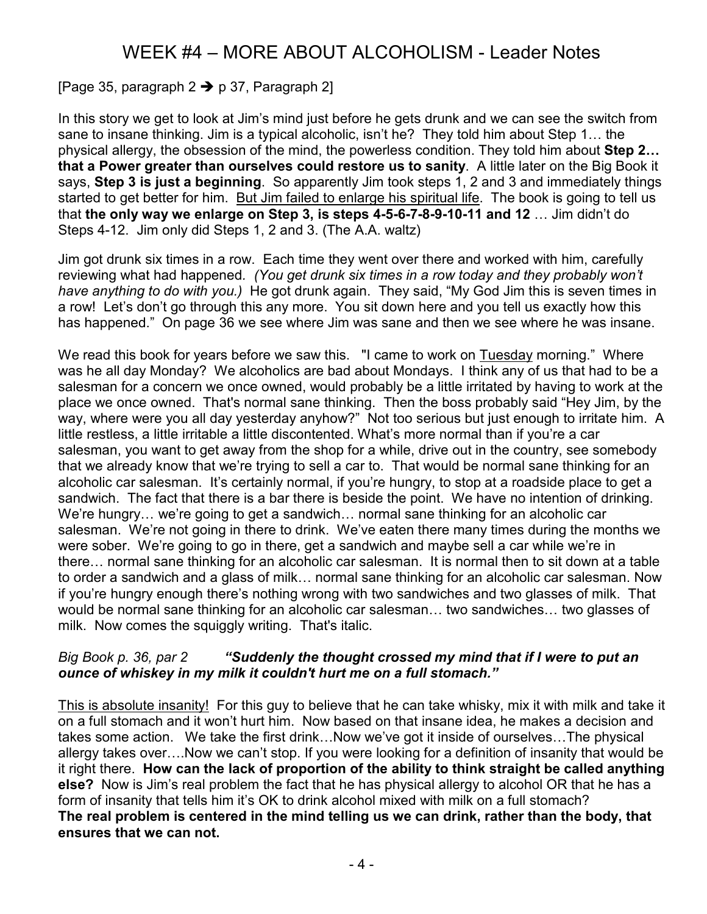# WEEK #4 – MORE ABOUT ALCOHOLISM - Leader Notes

[Page 35, paragraph 2 ➔ p 37, Paragraph 2]

In this story we get to look at Jim's mind just before he gets drunk and we can see the switch from sane to insane thinking. Jim is a typical alcoholic, isn't he? They told him about Step 1… the physical allergy, the obsession of the mind, the powerless condition. They told him about **Step 2… that a Power greater than ourselves could restore us to sanity**. A little later on the Big Book it says, **Step 3 is just a beginning**. So apparently Jim took steps 1, 2 and 3 and immediately things started to get better for him. <u>But Jim failed to enlarge his spiritual life</u>. The book is going to tell us that **the only way we enlarge on Step 3, is steps 4-5-6-7-8-9-10-11 and 12** … Jim didn't do Steps 4-12. Jim only did Steps 1, 2 and 3. (The A.A. waltz)

Jim got drunk six times in a row. Each time they went over there and worked with him, carefully reviewing what had happened. *(You get drunk six times in a row today and they probably won't have anything to do with you.)* He got drunk again. They said, "My God Jim this is seven times in a row! Let's don't go through this any more. You sit down here and you tell us exactly how this has happened." On page 36 we see where Jim was sane and then we see where he was insane.

We read this book for years before we saw this. "I came to work on <u>Tuesday</u> morning." Where was he all day Monday? We alcoholics are bad about Mondays. I think any of us that had to be a salesman for a concern we once owned, would probably be a little irritated by having to work at the place we once owned. That's normal sane thinking. Then the boss probably said "Hey Jim, by the way, where were you all day yesterday anyhow?" Not too serious but just enough to irritate him. A little restless, a little irritable a little discontented. What's more normal than if you're a car salesman, you want to get away from the shop for a while, drive out in the country, see somebody that we already know that we're trying to sell a car to. That would be normal sane thinking for an alcoholic car salesman. It's certainly normal, if you're hungry, to stop at a roadside place to get a sandwich. The fact that there is a bar there is beside the point. We have no intention of drinking. We're hungry… we're going to get a sandwich… normal sane thinking for an alcoholic car salesman. We're not going in there to drink. We've eaten there many times during the months we were sober. We're going to go in there, get a sandwich and maybe sell a car while we're in there… normal sane thinking for an alcoholic car salesman. It is normal then to sit down at a table to order a sandwich and a glass of milk… normal sane thinking for an alcoholic car salesman. Now if you're hungry enough there's nothing wrong with two sandwiches and two glasses of milk. That would be normal sane thinking for an alcoholic car salesman… two sandwiches… two glasses of milk. Now comes the squiggly writing. That's italic.

*Big Book p. 36, par 2* ***"Suddenly the thought crossed my mind that if I were to put an ounce of whiskey in my milk it couldn't hurt me on a full stomach."***

<u>This is absolute insanity!</u> For this guy to believe that he can take whisky, mix it with milk and take it on a full stomach and it won't hurt him. Now based on that insane idea, he makes a decision and takes some action. We take the first drink…Now we've got it inside of ourselves…The physical allergy takes over….Now we can't stop. If you were looking for a definition of insanity that would be it right there. **How can the lack of proportion of the ability to think straight be called anything else?** Now is Jim's real problem the fact that he has physical allergy to alcohol OR that he has a form of insanity that tells him it's OK to drink alcohol mixed with milk on a full stomach?
**The real problem is centered in the mind telling us we can drink, rather than the body, that ensures that we can not.**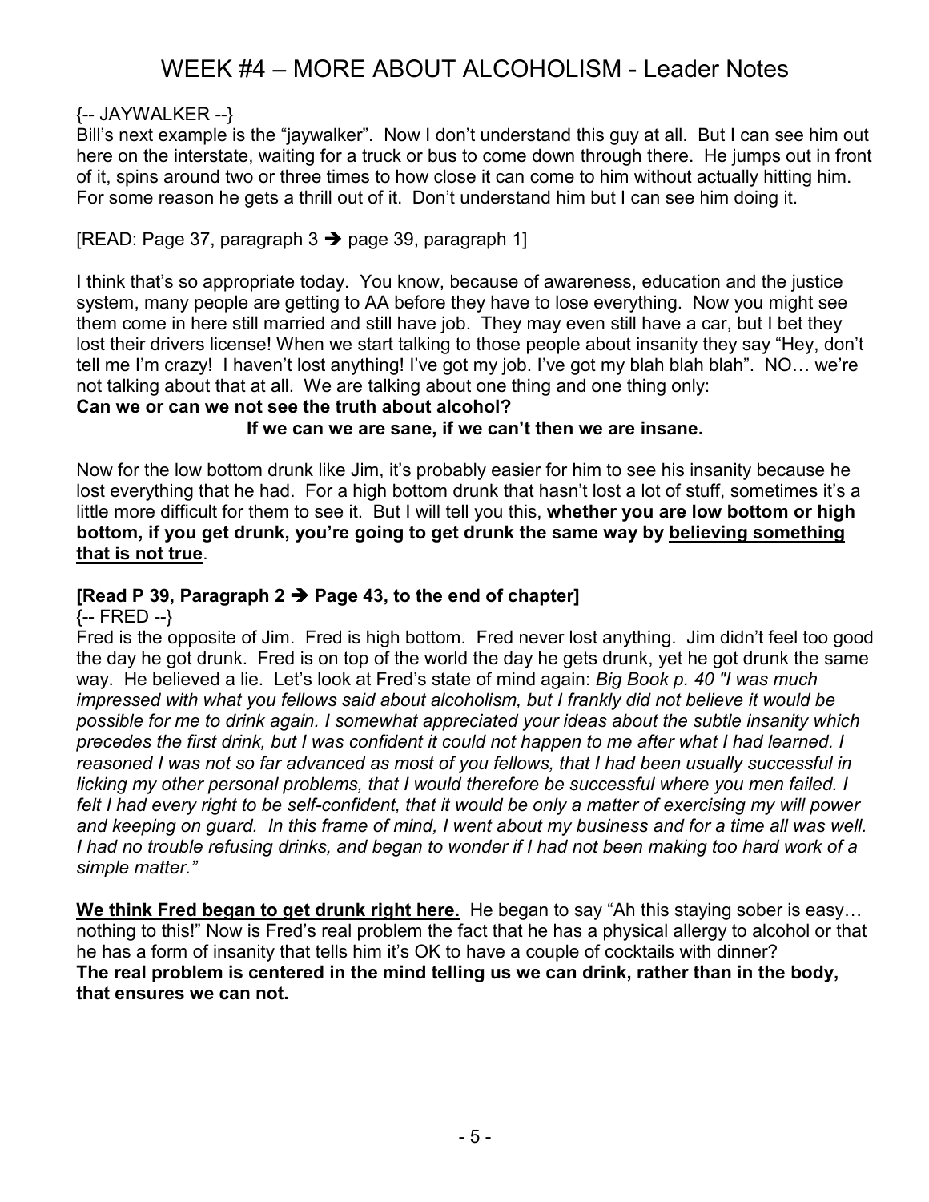# WEEK #4 – MORE ABOUT ALCOHOLISM - Leader Notes

{-- JAYWALKER --}

Bill's next example is the "jaywalker". Now I don't understand this guy at all. But I can see him out here on the interstate, waiting for a truck or bus to come down through there. He jumps out in front of it, spins around two or three times to how close it can come to him without actually hitting him. For some reason he gets a thrill out of it. Don't understand him but I can see him doing it.

[READ: Page 37, paragraph 3 ➔ page 39, paragraph 1]

I think that's so appropriate today. You know, because of awareness, education and the justice system, many people are getting to AA before they have to lose everything. Now you might see them come in here still married and still have job. They may even still have a car, but I bet they lost their drivers license! When we start talking to those people about insanity they say "Hey, don't tell me I'm crazy! I haven't lost anything! I've got my job. I've got my blah blah blah". NO… we're not talking about that at all. We are talking about one thing and one thing only:

**Can we or can we not see the truth about alcohol?**

**If we can we are sane, if we can't then we are insane.**

Now for the low bottom drunk like Jim, it's probably easier for him to see his insanity because he lost everything that he had. For a high bottom drunk that hasn't lost a lot of stuff, sometimes it's a little more difficult for them to see it. But I will tell you this, **whether you are low bottom or high bottom, if you get drunk, you're going to get drunk the same way by <u>believing something that is not true</u>**.

**[Read P 39, Paragraph 2 ➔ Page 43, to the end of chapter]**

{-- FRED --}

Fred is the opposite of Jim. Fred is high bottom. Fred never lost anything. Jim didn't feel too good the day he got drunk. Fred is on top of the world the day he gets drunk, yet he got drunk the same way. He believed a lie. Let's look at Fred's state of mind again: *Big Book p. 40 "I was much impressed with what you fellows said about alcoholism, but I frankly did not believe it would be possible for me to drink again. I somewhat appreciated your ideas about the subtle insanity which precedes the first drink, but I was confident it could not happen to me after what I had learned. I reasoned I was not so far advanced as most of you fellows, that I had been usually successful in licking my other personal problems, that I would therefore be successful where you men failed. I felt I had every right to be self-confident, that it would be only a matter of exercising my will power and keeping on guard. In this frame of mind, I went about my business and for a time all was well. I had no trouble refusing drinks, and began to wonder if I had not been making too hard work of a simple matter."*

**<u>We think Fred began to get drunk right here.</u>** He began to say "Ah this staying sober is easy… nothing to this!" Now is Fred's real problem the fact that he has a physical allergy to alcohol or that he has a form of insanity that tells him it's OK to have a couple of cocktails with dinner?

**The real problem is centered in the mind telling us we can drink, rather than in the body, that ensures we can not.**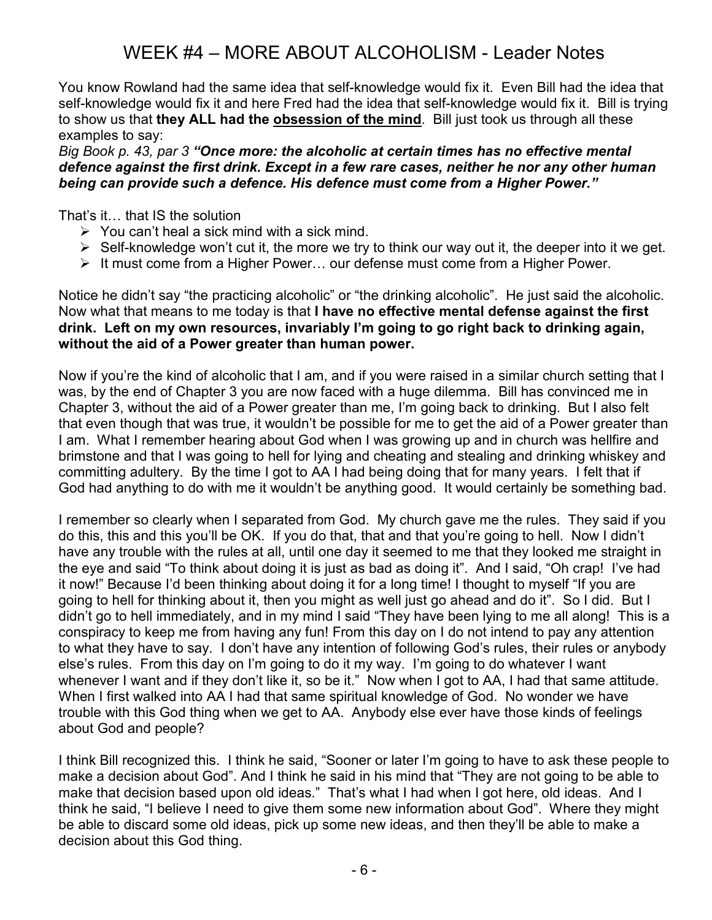# WEEK #4 – MORE ABOUT ALCOHOLISM - Leader Notes

You know Rowland had the same idea that self-knowledge would fix it. Even Bill had the idea that self-knowledge would fix it and here Fred had the idea that self-knowledge would fix it. Bill is trying to show us that **they ALL had the <u>obsession of the mind</u>**. Bill just took us through all these examples to say:

*Big Book p. 43, par 3* ***"Once more: the alcoholic at certain times has no effective mental defence against the first drink. Except in a few rare cases, neither he nor any other human being can provide such a defence. His defence must come from a Higher Power."***

That's it… that IS the solution

- You can't heal a sick mind with a sick mind.
- Self-knowledge won't cut it, the more we try to think our way out it, the deeper into it we get.
- It must come from a Higher Power… our defense must come from a Higher Power.

Notice he didn't say "the practicing alcoholic" or "the drinking alcoholic". He just said the alcoholic. Now what that means to me today is that **I have no effective mental defense against the first drink. Left on my own resources, invariably I'm going to go right back to drinking again, without the aid of a Power greater than human power.**

Now if you're the kind of alcoholic that I am, and if you were raised in a similar church setting that I was, by the end of Chapter 3 you are now faced with a huge dilemma. Bill has convinced me in Chapter 3, without the aid of a Power greater than me, I'm going back to drinking. But I also felt that even though that was true, it wouldn't be possible for me to get the aid of a Power greater than I am. What I remember hearing about God when I was growing up and in church was hellfire and brimstone and that I was going to hell for lying and cheating and stealing and drinking whiskey and committing adultery. By the time I got to AA I had being doing that for many years. I felt that if God had anything to do with me it wouldn't be anything good. It would certainly be something bad.

I remember so clearly when I separated from God. My church gave me the rules. They said if you do this, this and this you'll be OK. If you do that, that and that you're going to hell. Now I didn't have any trouble with the rules at all, until one day it seemed to me that they looked me straight in the eye and said "To think about doing it is just as bad as doing it". And I said, "Oh crap! I've had it now!" Because I'd been thinking about doing it for a long time! I thought to myself "If you are going to hell for thinking about it, then you might as well just go ahead and do it". So I did. But I didn't go to hell immediately, and in my mind I said "They have been lying to me all along! This is a conspiracy to keep me from having any fun! From this day on I do not intend to pay any attention to what they have to say. I don't have any intention of following God's rules, their rules or anybody else's rules. From this day on I'm going to do it my way. I'm going to do whatever I want whenever I want and if they don't like it, so be it." Now when I got to AA, I had that same attitude. When I first walked into AA I had that same spiritual knowledge of God. No wonder we have trouble with this God thing when we get to AA. Anybody else ever have those kinds of feelings about God and people?

I think Bill recognized this. I think he said, "Sooner or later I'm going to have to ask these people to make a decision about God". And I think he said in his mind that "They are not going to be able to make that decision based upon old ideas." That's what I had when I got here, old ideas. And I think he said, "I believe I need to give them some new information about God". Where they might be able to discard some old ideas, pick up some new ideas, and then they'll be able to make a decision about this God thing.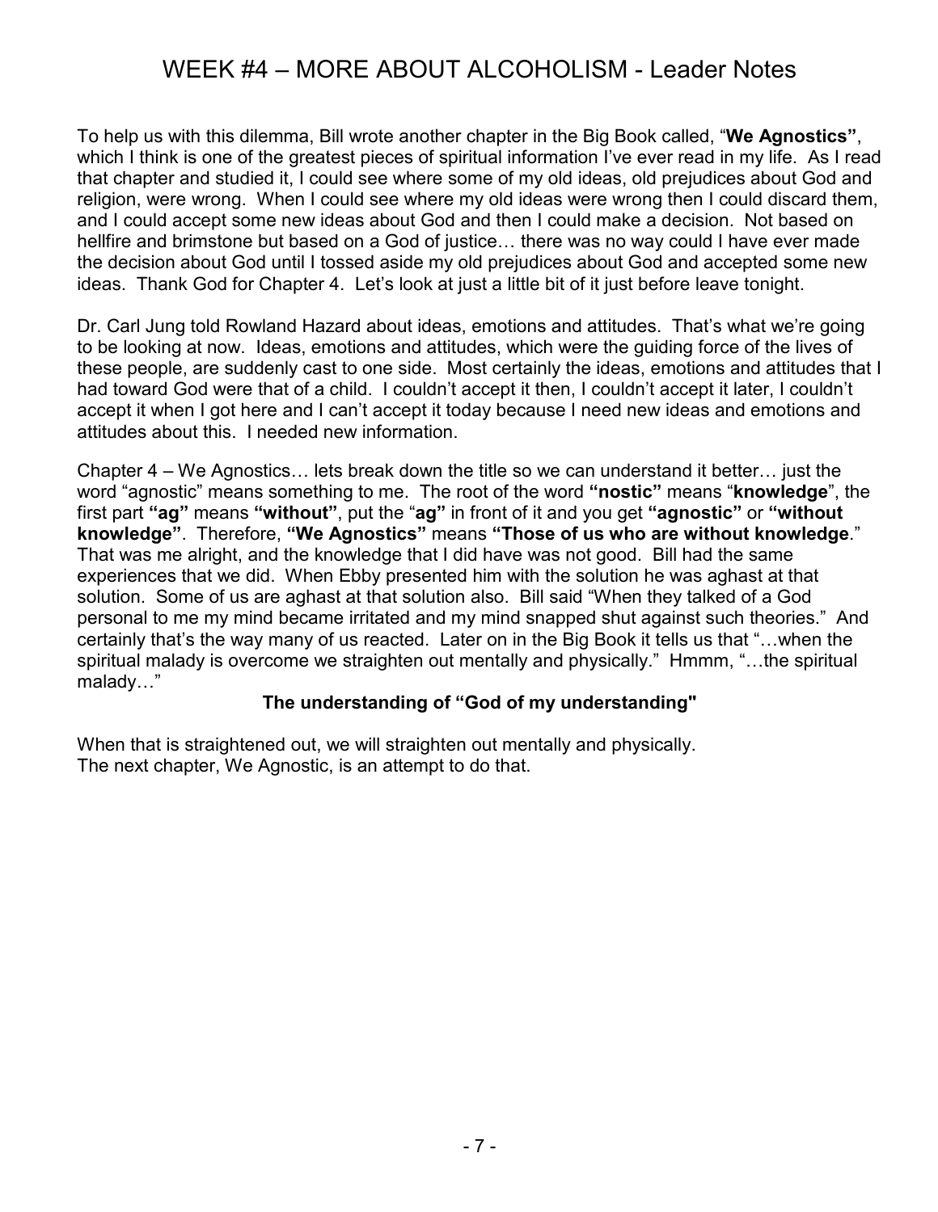# WEEK #4 – MORE ABOUT ALCOHOLISM - Leader Notes

To help us with this dilemma, Bill wrote another chapter in the Big Book called, "**We Agnostics"**, which I think is one of the greatest pieces of spiritual information I've ever read in my life. As I read that chapter and studied it, I could see where some of my old ideas, old prejudices about God and religion, were wrong. When I could see where my old ideas were wrong then I could discard them, and I could accept some new ideas about God and then I could make a decision. Not based on hellfire and brimstone but based on a God of justice… there was no way could I have ever made the decision about God until I tossed aside my old prejudices about God and accepted some new ideas. Thank God for Chapter 4. Let's look at just a little bit of it just before leave tonight.

Dr. Carl Jung told Rowland Hazard about ideas, emotions and attitudes. That's what we're going to be looking at now. Ideas, emotions and attitudes, which were the guiding force of the lives of these people, are suddenly cast to one side. Most certainly the ideas, emotions and attitudes that I had toward God were that of a child. I couldn't accept it then, I couldn't accept it later, I couldn't accept it when I got here and I can't accept it today because I need new ideas and emotions and attitudes about this. I needed new information.

Chapter 4 – We Agnostics… lets break down the title so we can understand it better… just the word "agnostic" means something to me. The root of the word **"nostic"** means "**knowledge**", the first part **"ag"** means **"without"**, put the "**ag"** in front of it and you get **"agnostic"** or **"without knowledge"**. Therefore, **"We Agnostics"** means **"Those of us who are without knowledge**." That was me alright, and the knowledge that I did have was not good. Bill had the same experiences that we did. When Ebby presented him with the solution he was aghast at that solution. Some of us are aghast at that solution also. Bill said "When they talked of a God personal to me my mind became irritated and my mind snapped shut against such theories." And certainly that's the way many of us reacted. Later on in the Big Book it tells us that "…when the spiritual malady is overcome we straighten out mentally and physically." Hmmm, "…the spiritual malady…"

**The understanding of "God of my understanding"**

When that is straightened out, we will straighten out mentally and physically.
The next chapter, We Agnostic, is an attempt to do that.